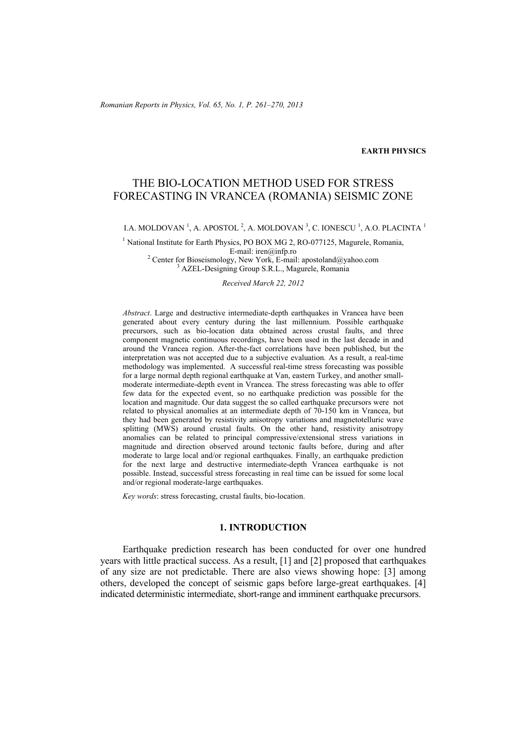**EARTH PHYSICS**

# THE BIO-LOCATION METHOD USED FOR STRESS FORECASTING IN VRANCEA (ROMANIA) SEISMIC ZONE

I.A. MOLDOVAN [1], A. APOSTOL [2], A. MOLDOVAN [3], C. IONESCU [1], A.O. PLACINTA [1]

[1] National Institute for Earth Physics, PO BOX MG 2, RO-077125, Magurele, Romania, E-mail: iren@infp.ro

[2] Center for Bioseismology, New York, E-mail: apostoland@yahoo.com

[3] AZEL-Designing Group S.R.L., Magurele, Romania

*Received March 22, 2012*

*Abstract*. Large and destructive intermediate-depth earthquakes in Vrancea have been generated about every century during the last millennium. Possible earthquake precursors, such as bio-location data obtained across crustal faults, and three component magnetic continuous recordings, have been used in the last decade in and around the Vrancea region. After-the-fact correlations have been published, but the interpretation was not accepted due to a subjective evaluation. As a result, a real-time methodology was implemented. A successful real-time stress forecasting was possible for a large normal depth regional earthquake at Van, eastern Turkey, and another small-moderate intermediate-depth event in Vrancea. The stress forecasting was able to offer few data for the expected event, so no earthquake prediction was possible for the location and magnitude. Our data suggest the so called earthquake precursors were not related to physical anomalies at an intermediate depth of 70-150 km in Vrancea, but they had been generated by resistivity anisotropy variations and magnetotelluric wave splitting (MWS) around crustal faults. On the other hand, resistivity anisotropy anomalies can be related to principal compressive/extensional stress variations in magnitude and direction observed around tectonic faults before, during and after moderate to large local and/or regional earthquakes. Finally, an earthquake prediction for the next large and destructive intermediate-depth Vrancea earthquake is not possible. Instead, successful stress forecasting in real time can be issued for some local and/or regional moderate-large earthquakes.

*Key words*: stress forecasting, crustal faults, bio-location.

## 1. INTRODUCTION

Earthquake prediction research has been conducted for over one hundred years with little practical success. As a result, [1] and [2] proposed that earthquakes of any size are not predictable. There are also views showing hope: [3] among others, developed the concept of seismic gaps before large-great earthquakes. [4] indicated deterministic intermediate, short-range and imminent earthquake precursors.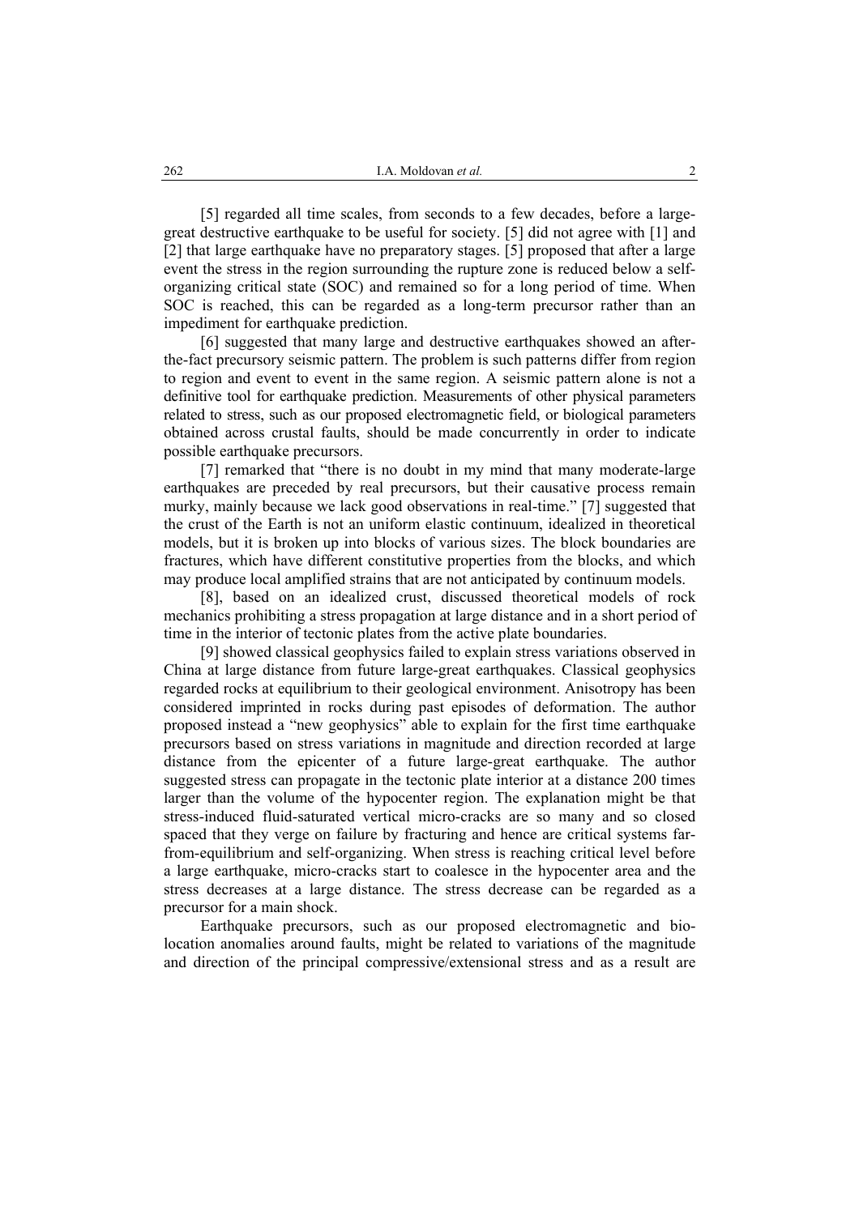[5] regarded all time scales, from seconds to a few decades, before a large-great destructive earthquake to be useful for society. [5] did not agree with [1] and [2] that large earthquake have no preparatory stages. [5] proposed that after a large event the stress in the region surrounding the rupture zone is reduced below a self-organizing critical state (SOC) and remained so for a long period of time. When SOC is reached, this can be regarded as a long-term precursor rather than an impediment for earthquake prediction.

[6] suggested that many large and destructive earthquakes showed an after-the-fact precursory seismic pattern. The problem is such patterns differ from region to region and event to event in the same region. A seismic pattern alone is not a definitive tool for earthquake prediction. Measurements of other physical parameters related to stress, such as our proposed electromagnetic field, or biological parameters obtained across crustal faults, should be made concurrently in order to indicate possible earthquake precursors.

[7] remarked that "there is no doubt in my mind that many moderate-large earthquakes are preceded by real precursors, but their causative process remain murky, mainly because we lack good observations in real-time." [7] suggested that the crust of the Earth is not an uniform elastic continuum, idealized in theoretical models, but it is broken up into blocks of various sizes. The block boundaries are fractures, which have different constitutive properties from the blocks, and which may produce local amplified strains that are not anticipated by continuum models.

[8], based on an idealized crust, discussed theoretical models of rock mechanics prohibiting a stress propagation at large distance and in a short period of time in the interior of tectonic plates from the active plate boundaries.

[9] showed classical geophysics failed to explain stress variations observed in China at large distance from future large-great earthquakes. Classical geophysics regarded rocks at equilibrium to their geological environment. Anisotropy has been considered imprinted in rocks during past episodes of deformation. The author proposed instead a "new geophysics" able to explain for the first time earthquake precursors based on stress variations in magnitude and direction recorded at large distance from the epicenter of a future large-great earthquake. The author suggested stress can propagate in the tectonic plate interior at a distance 200 times larger than the volume of the hypocenter region. The explanation might be that stress-induced fluid-saturated vertical micro-cracks are so many and so closed spaced that they verge on failure by fracturing and hence are critical systems far-from-equilibrium and self-organizing. When stress is reaching critical level before a large earthquake, micro-cracks start to coalesce in the hypocenter area and the stress decreases at a large distance. The stress decrease can be regarded as a precursor for a main shock.

Earthquake precursors, such as our proposed electromagnetic and bio-location anomalies around faults, might be related to variations of the magnitude and direction of the principal compressive/extensional stress and as a result are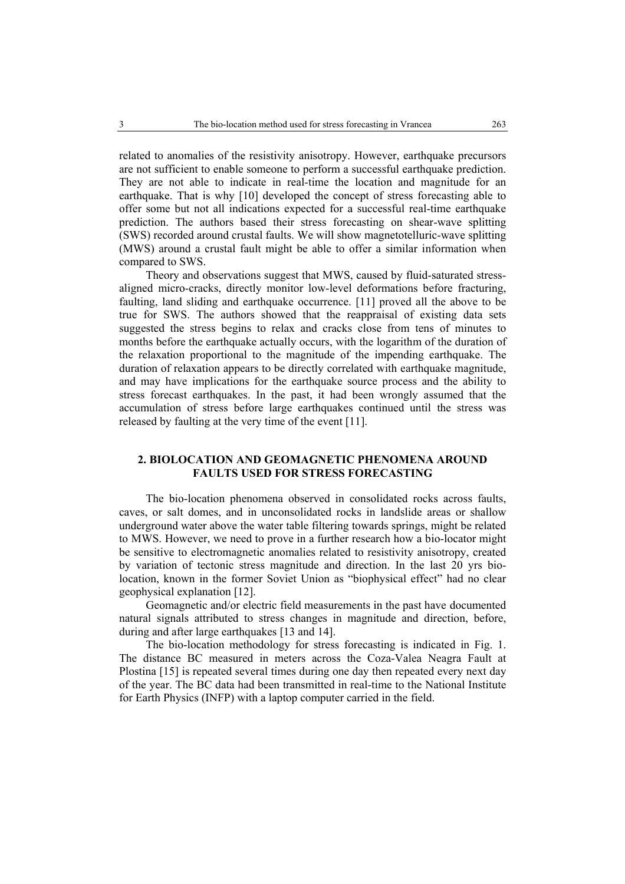related to anomalies of the resistivity anisotropy. However, earthquake precursors are not sufficient to enable someone to perform a successful earthquake prediction. They are not able to indicate in real-time the location and magnitude for an earthquake. That is why [10] developed the concept of stress forecasting able to offer some but not all indications expected for a successful real-time earthquake prediction. The authors based their stress forecasting on shear-wave splitting (SWS) recorded around crustal faults. We will show magnetotelluric-wave splitting (MWS) around a crustal fault might be able to offer a similar information when compared to SWS.

Theory and observations suggest that MWS, caused by fluid-saturated stress-aligned micro-cracks, directly monitor low-level deformations before fracturing, faulting, land sliding and earthquake occurrence. [11] proved all the above to be true for SWS. The authors showed that the reappraisal of existing data sets suggested the stress begins to relax and cracks close from tens of minutes to months before the earthquake actually occurs, with the logarithm of the duration of the relaxation proportional to the magnitude of the impending earthquake. The duration of relaxation appears to be directly correlated with earthquake magnitude, and may have implications for the earthquake source process and the ability to stress forecast earthquakes. In the past, it had been wrongly assumed that the accumulation of stress before large earthquakes continued until the stress was released by faulting at the very time of the event [11].

## 2. BIOLOCATION AND GEOMAGNETIC PHENOMENA AROUND FAULTS USED FOR STRESS FORECASTING

The bio-location phenomena observed in consolidated rocks across faults, caves, or salt domes, and in unconsolidated rocks in landslide areas or shallow underground water above the water table filtering towards springs, might be related to MWS. However, we need to prove in a further research how a bio-locator might be sensitive to electromagnetic anomalies related to resistivity anisotropy, created by variation of tectonic stress magnitude and direction. In the last 20 yrs bio-location, known in the former Soviet Union as "biophysical effect" had no clear geophysical explanation [12].

Geomagnetic and/or electric field measurements in the past have documented natural signals attributed to stress changes in magnitude and direction, before, during and after large earthquakes [13 and 14].

The bio-location methodology for stress forecasting is indicated in Fig. 1. The distance BC measured in meters across the Coza-Valea Neagra Fault at Plostina [15] is repeated several times during one day then repeated every next day of the year. The BC data had been transmitted in real-time to the National Institute for Earth Physics (INFP) with a laptop computer carried in the field.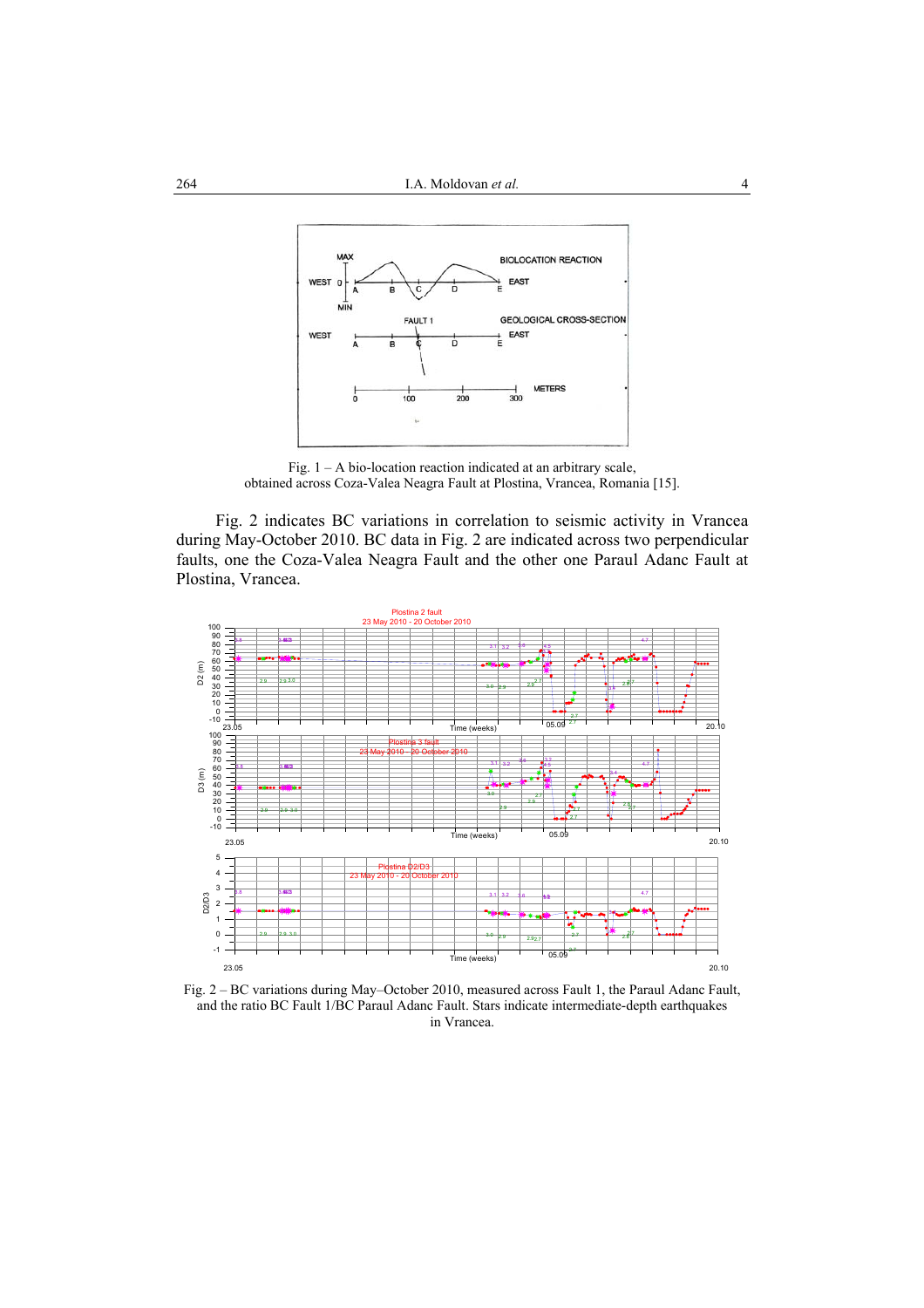Fig. 1 – A bio-location reaction indicated at an arbitrary scale, obtained across Coza-Valea Neagra Fault at Plostina, Vrancea, Romania [15].

Fig. 2 indicates BC variations in correlation to seismic activity in Vrancea during May-October 2010. BC data in Fig. 2 are indicated across two perpendicular faults, one the Coza-Valea Neagra Fault and the other one Paraul Adanc Fault at Plostina, Vrancea.

Fig. 2 – BC variations during May–October 2010, measured across Fault 1, the Paraul Adanc Fault, and the ratio BC Fault 1/BC Paraul Adanc Fault. Stars indicate intermediate-depth earthquakes in Vrancea.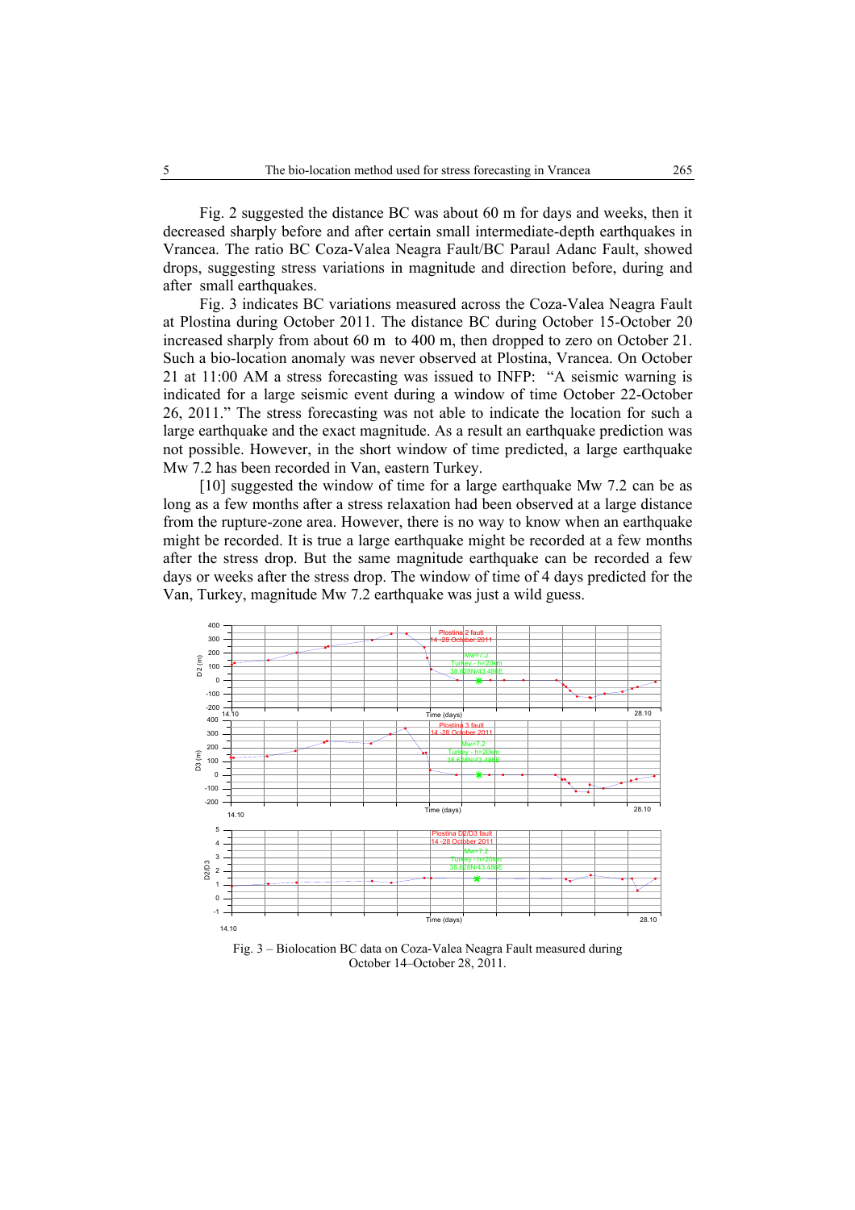Fig. 2 suggested the distance BC was about 60 m for days and weeks, then it decreased sharply before and after certain small intermediate-depth earthquakes in Vrancea. The ratio BC Coza-Valea Neagra Fault/BC Paraul Adanc Fault, showed drops, suggesting stress variations in magnitude and direction before, during and after small earthquakes.

Fig. 3 indicates BC variations measured across the Coza-Valea Neagra Fault at Plostina during October 2011. The distance BC during October 15-October 20 increased sharply from about 60 m to 400 m, then dropped to zero on October 21. Such a bio-location anomaly was never observed at Plostina, Vrancea. On October 21 at 11:00 AM a stress forecasting was issued to INFP: "A seismic warning is indicated for a large seismic event during a window of time October 22-October 26, 2011." The stress forecasting was not able to indicate the location for such a large earthquake and the exact magnitude. As a result an earthquake prediction was not possible. However, in the short window of time predicted, a large earthquake Mw 7.2 has been recorded in Van, eastern Turkey.

[10] suggested the window of time for a large earthquake Mw 7.2 can be as long as a few months after a stress relaxation had been observed at a large distance from the rupture-zone area. However, there is no way to know when an earthquake might be recorded. It is true a large earthquake might be recorded at a few months after the stress drop. But the same magnitude earthquake can be recorded a few days or weeks after the stress drop. The window of time of 4 days predicted for the Van, Turkey, magnitude Mw 7.2 earthquake was just a wild guess.

Fig. 3 – Biolocation BC data on Coza-Valea Neagra Fault measured during October 14–October 28, 2011.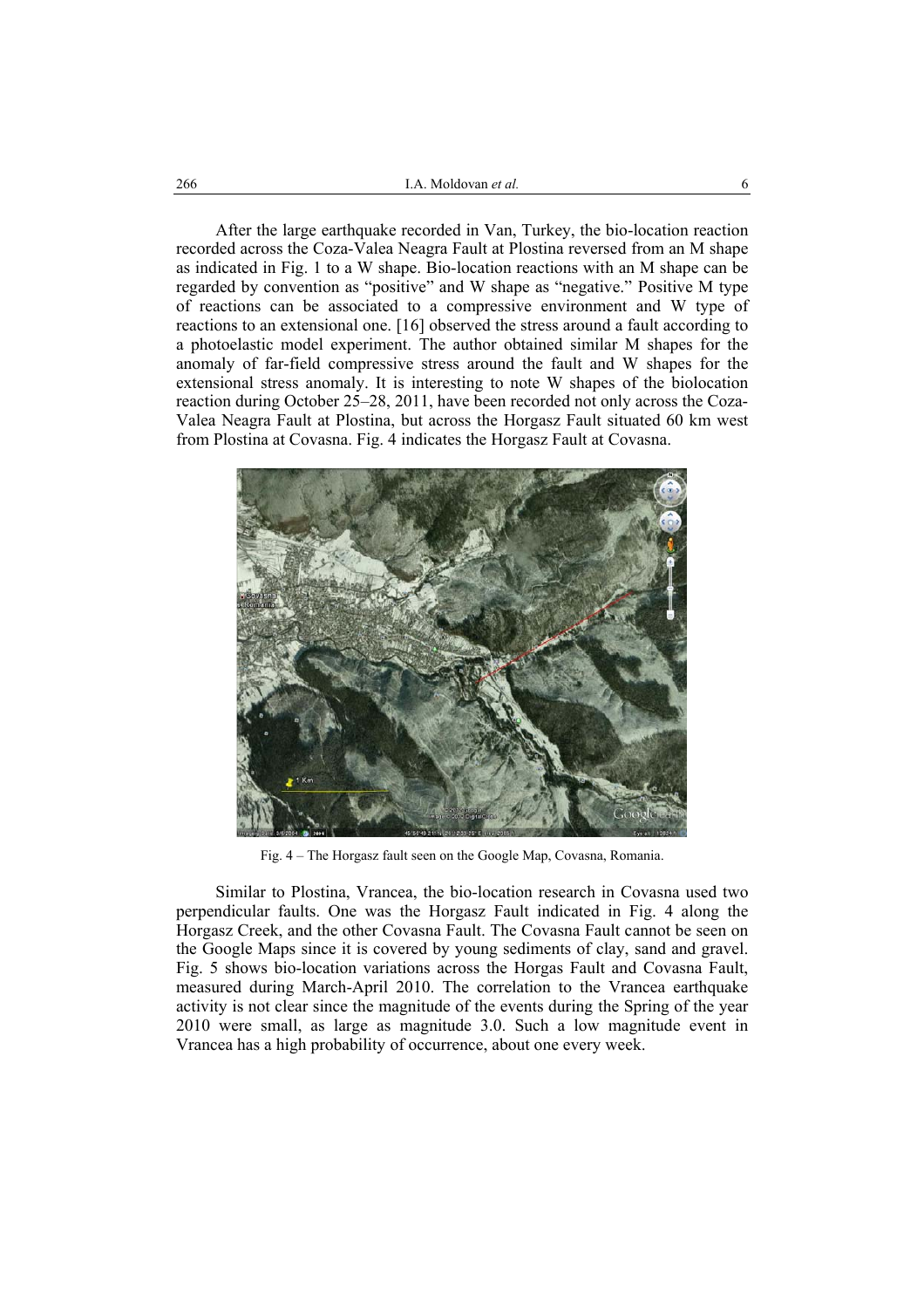After the large earthquake recorded in Van, Turkey, the bio-location reaction recorded across the Coza-Valea Neagra Fault at Plostina reversed from an M shape as indicated in Fig. 1 to a W shape. Bio-location reactions with an M shape can be regarded by convention as "positive" and W shape as "negative." Positive M type of reactions can be associated to a compressive environment and W type of reactions to an extensional one. [16] observed the stress around a fault according to a photoelastic model experiment. The author obtained similar M shapes for the anomaly of far-field compressive stress around the fault and W shapes for the extensional stress anomaly. It is interesting to note W shapes of the biolocation reaction during October 25–28, 2011, have been recorded not only across the Coza-Valea Neagra Fault at Plostina, but across the Horgasz Fault situated 60 km west from Plostina at Covasna. Fig. 4 indicates the Horgasz Fault at Covasna.

Fig. 4 – The Horgasz fault seen on the Google Map, Covasna, Romania.

Similar to Plostina, Vrancea, the bio-location research in Covasna used two perpendicular faults. One was the Horgasz Fault indicated in Fig. 4 along the Horgasz Creek, and the other Covasna Fault. The Covasna Fault cannot be seen on the Google Maps since it is covered by young sediments of clay, sand and gravel. Fig. 5 shows bio-location variations across the Horgas Fault and Covasna Fault, measured during March-April 2010. The correlation to the Vrancea earthquake activity is not clear since the magnitude of the events during the Spring of the year 2010 were small, as large as magnitude 3.0. Such a low magnitude event in Vrancea has a high probability of occurrence, about one every week.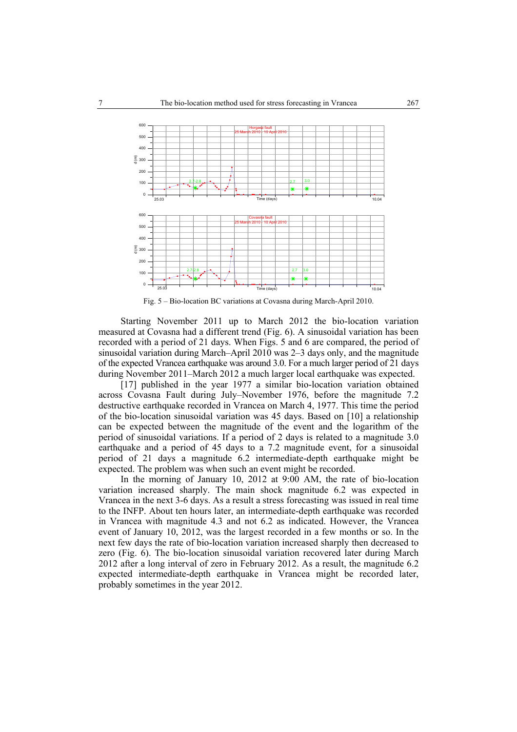Fig. 5 – Bio-location BC variations at Covasna during March-April 2010.

Starting November 2011 up to March 2012 the bio-location variation measured at Covasna had a different trend (Fig. 6). A sinusoidal variation has been recorded with a period of 21 days. When Figs. 5 and 6 are compared, the period of sinusoidal variation during March–April 2010 was 2–3 days only, and the magnitude of the expected Vrancea earthquake was around 3.0. For a much larger period of 21 days during November 2011–March 2012 a much larger local earthquake was expected.

[17] published in the year 1977 a similar bio-location variation obtained across Covasna Fault during July–November 1976, before the magnitude 7.2 destructive earthquake recorded in Vrancea on March 4, 1977. This time the period of the bio-location sinusoidal variation was 45 days. Based on [10] a relationship can be expected between the magnitude of the event and the logarithm of the period of sinusoidal variations. If a period of 2 days is related to a magnitude 3.0 earthquake and a period of 45 days to a 7.2 magnitude event, for a sinusoidal period of 21 days a magnitude 6.2 intermediate-depth earthquake might be expected. The problem was when such an event might be recorded.

In the morning of January 10, 2012 at 9:00 AM, the rate of bio-location variation increased sharply. The main shock magnitude 6.2 was expected in Vrancea in the next 3-6 days. As a result a stress forecasting was issued in real time to the INFP. About ten hours later, an intermediate-depth earthquake was recorded in Vrancea with magnitude 4.3 and not 6.2 as indicated. However, the Vrancea event of January 10, 2012, was the largest recorded in a few months or so. In the next few days the rate of bio-location variation increased sharply then decreased to zero (Fig. 6). The bio-location sinusoidal variation recovered later during March 2012 after a long interval of zero in February 2012. As a result, the magnitude 6.2 expected intermediate-depth earthquake in Vrancea might be recorded later, probably sometimes in the year 2012.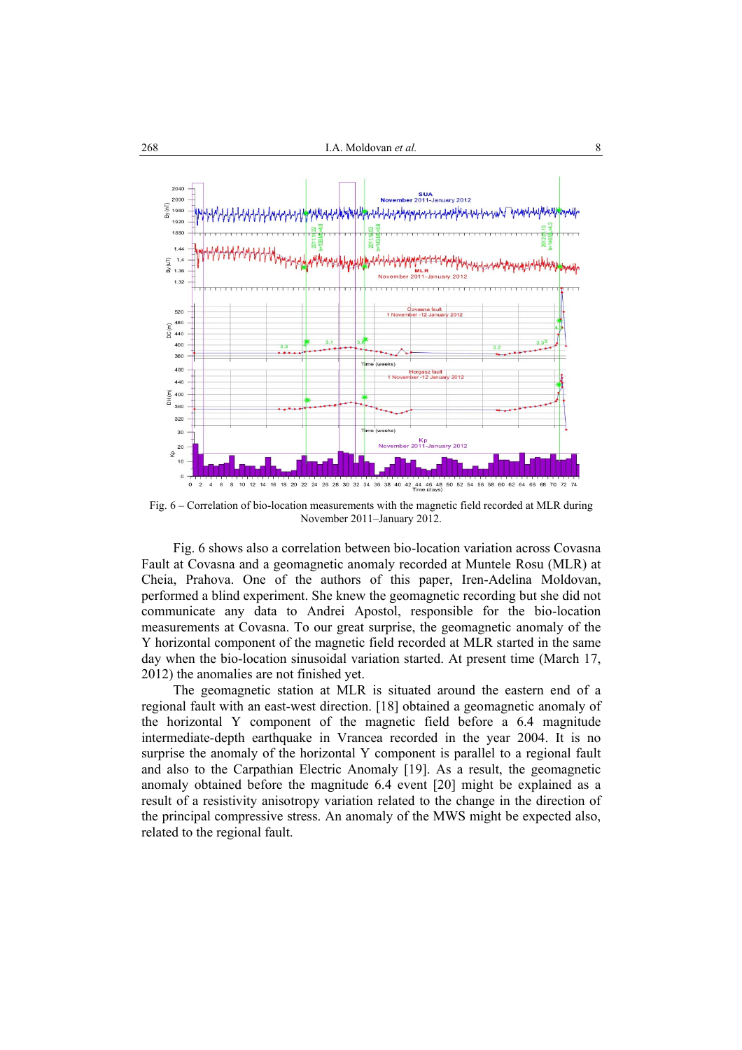Fig. 6 – Correlation of bio-location measurements with the magnetic field recorded at MLR during November 2011–January 2012.

Fig. 6 shows also a correlation between bio-location variation across Covasna Fault at Covasna and a geomagnetic anomaly recorded at Muntele Rosu (MLR) at Cheia, Prahova. One of the authors of this paper, Iren-Adelina Moldovan, performed a blind experiment. She knew the geomagnetic recording but she did not communicate any data to Andrei Apostol, responsible for the bio-location measurements at Covasna. To our great surprise, the geomagnetic anomaly of the Y horizontal component of the magnetic field recorded at MLR started in the same day when the bio-location sinusoidal variation started. At present time (March 17, 2012) the anomalies are not finished yet.

The geomagnetic station at MLR is situated around the eastern end of a regional fault with an east-west direction. [18] obtained a geomagnetic anomaly of the horizontal Y component of the magnetic field before a 6.4 magnitude intermediate-depth earthquake in Vrancea recorded in the year 2004. It is no surprise the anomaly of the horizontal Y component is parallel to a regional fault and also to the Carpathian Electric Anomaly [19]. As a result, the geomagnetic anomaly obtained before the magnitude 6.4 event [20] might be explained as a result of a resistivity anisotropy variation related to the change in the direction of the principal compressive stress. An anomaly of the MWS might be expected also, related to the regional fault.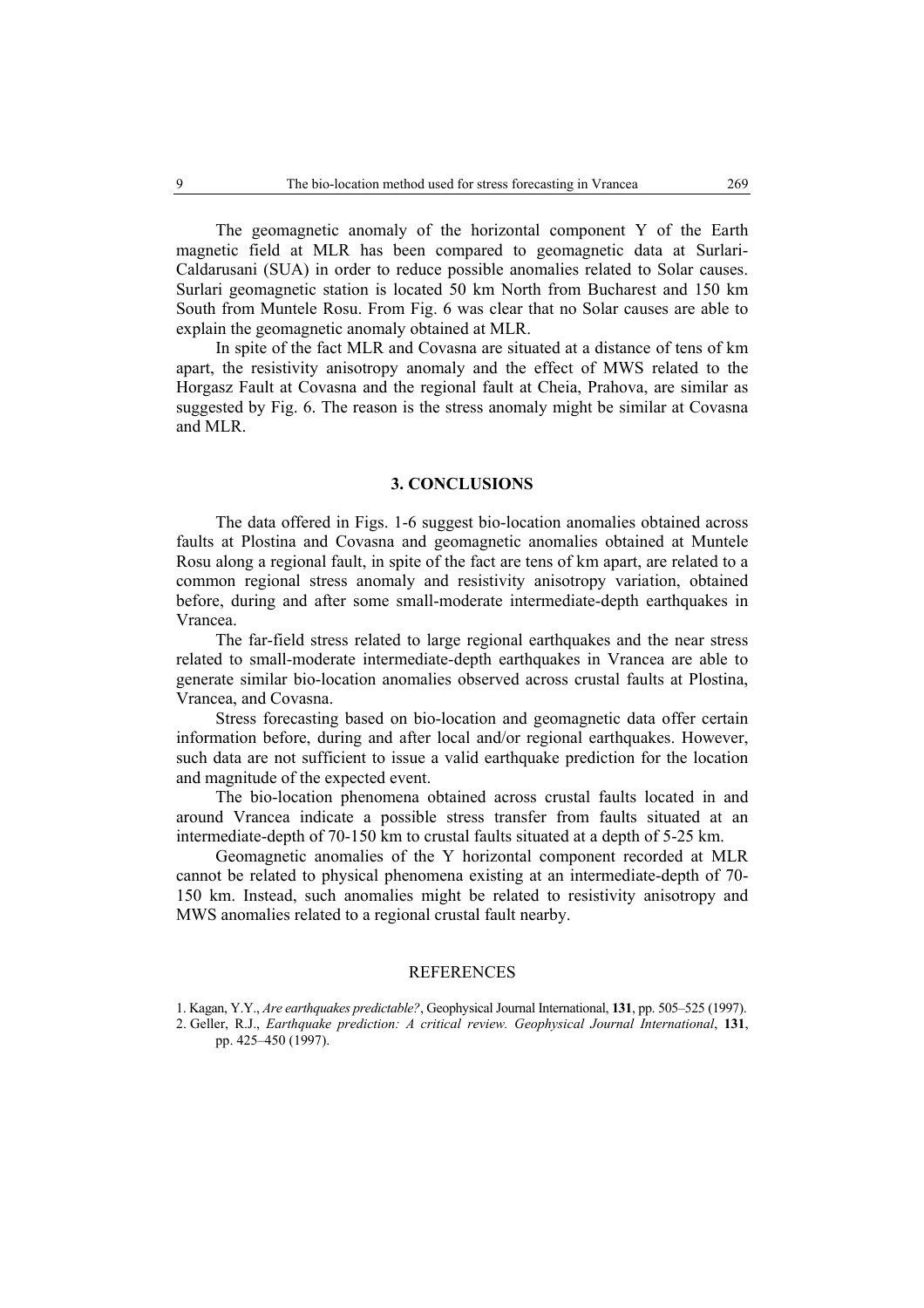The geomagnetic anomaly of the horizontal component Y of the Earth magnetic field at MLR has been compared to geomagnetic data at Surlari-Caldarusani (SUA) in order to reduce possible anomalies related to Solar causes. Surlari geomagnetic station is located 50 km North from Bucharest and 150 km South from Muntele Rosu. From Fig. 6 was clear that no Solar causes are able to explain the geomagnetic anomaly obtained at MLR.

In spite of the fact MLR and Covasna are situated at a distance of tens of km apart, the resistivity anisotropy anomaly and the effect of MWS related to the Horgasz Fault at Covasna and the regional fault at Cheia, Prahova, are similar as suggested by Fig. 6. The reason is the stress anomaly might be similar at Covasna and MLR.

## 3. CONCLUSIONS

The data offered in Figs. 1-6 suggest bio-location anomalies obtained across faults at Plostina and Covasna and geomagnetic anomalies obtained at Muntele Rosu along a regional fault, in spite of the fact are tens of km apart, are related to a common regional stress anomaly and resistivity anisotropy variation, obtained before, during and after some small-moderate intermediate-depth earthquakes in Vrancea.

The far-field stress related to large regional earthquakes and the near stress related to small-moderate intermediate-depth earthquakes in Vrancea are able to generate similar bio-location anomalies observed across crustal faults at Plostina, Vrancea, and Covasna.

Stress forecasting based on bio-location and geomagnetic data offer certain information before, during and after local and/or regional earthquakes. However, such data are not sufficient to issue a valid earthquake prediction for the location and magnitude of the expected event.

The bio-location phenomena obtained across crustal faults located in and around Vrancea indicate a possible stress transfer from faults situated at an intermediate-depth of 70-150 km to crustal faults situated at a depth of 5-25 km.

Geomagnetic anomalies of the Y horizontal component recorded at MLR cannot be related to physical phenomena existing at an intermediate-depth of 70-150 km. Instead, such anomalies might be related to resistivity anisotropy and MWS anomalies related to a regional crustal fault nearby.

## REFERENCES

1. Kagan, Y.Y., *Are earthquakes predictable?*, Geophysical Journal International, **131**, pp. 505–525 (1997).
2. Geller, R.J., *Earthquake prediction: A critical review. Geophysical Journal International*, **131**, pp. 425–450 (1997).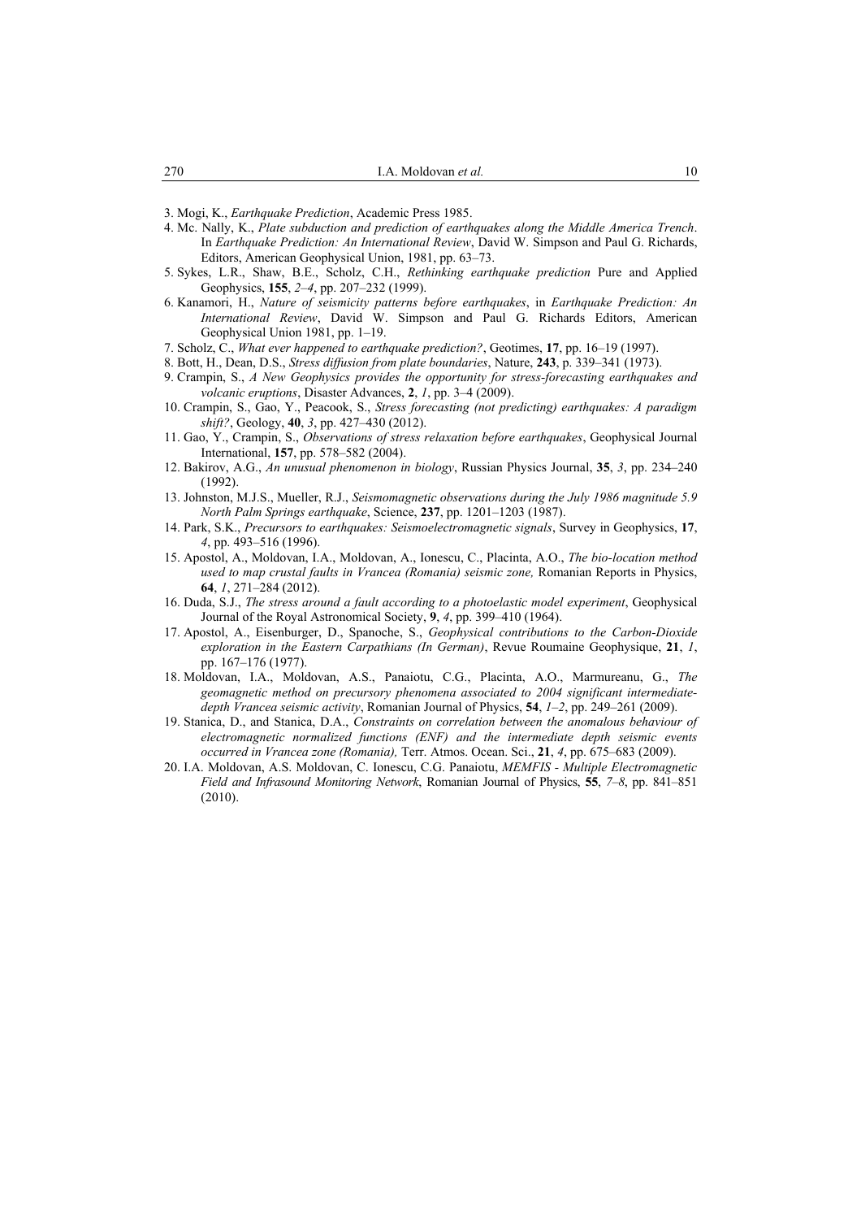3. Mogi, K., *Earthquake Prediction*, Academic Press 1985.
4. Mc. Nally, K., *Plate subduction and prediction of earthquakes along the Middle America Trench*. In *Earthquake Prediction: An International Review*, David W. Simpson and Paul G. Richards, Editors, American Geophysical Union, 1981, pp. 63–73.
5. Sykes, L.R., Shaw, B.E., Scholz, C.H., *Rethinking earthquake prediction* Pure and Applied Geophysics, **155**, *2–4*, pp. 207–232 (1999).
6. Kanamori, H., *Nature of seismicity patterns before earthquakes*, in *Earthquake Prediction: An International Review*, David W. Simpson and Paul G. Richards Editors, American Geophysical Union 1981, pp. 1–19.
7. Scholz, C., *What ever happened to earthquake prediction?*, Geotimes, **17**, pp. 16–19 (1997).
8. Bott, H., Dean, D.S., *Stress diffusion from plate boundaries*, Nature, **243**, p. 339–341 (1973).
9. Crampin, S., *A New Geophysics provides the opportunity for stress-forecasting earthquakes and volcanic eruptions*, Disaster Advances, **2**, *1*, pp. 3–4 (2009).
10. Crampin, S., Gao, Y., Peacook, S., *Stress forecasting (not predicting) earthquakes: A paradigm shift?*, Geology, **40**, *3*, pp. 427–430 (2012).
11. Gao, Y., Crampin, S., *Observations of stress relaxation before earthquakes*, Geophysical Journal International, **157**, pp. 578–582 (2004).
12. Bakirov, A.G., *An unusual phenomenon in biology*, Russian Physics Journal, **35**, *3*, pp. 234–240 (1992).
13. Johnston, M.J.S., Mueller, R.J., *Seismomagnetic observations during the July 1986 magnitude 5.9 North Palm Springs earthquake*, Science, **237**, pp. 1201–1203 (1987).
14. Park, S.K., *Precursors to earthquakes: Seismoelectromagnetic signals*, Survey in Geophysics, **17**, *4*, pp. 493–516 (1996).
15. Apostol, A., Moldovan, I.A., Moldovan, A., Ionescu, C., Placinta, A.O., *The bio-location method used to map crustal faults in Vrancea (Romania) seismic zone,* Romanian Reports in Physics, **64**, *1*, 271–284 (2012).
16. Duda, S.J., *The stress around a fault according to a photoelastic model experiment*, Geophysical Journal of the Royal Astronomical Society, **9**, *4*, pp. 399–410 (1964).
17. Apostol, A., Eisenburger, D., Spanoche, S., *Geophysical contributions to the Carbon-Dioxide exploration in the Eastern Carpathians (In German)*, Revue Roumaine Geophysique, **21**, *1*, pp. 167–176 (1977).
18. Moldovan, I.A., Moldovan, A.S., Panaiotu, C.G., Placinta, A.O., Marmureanu, G., *The geomagnetic method on precursory phenomena associated to 2004 significant intermediate-depth Vrancea seismic activity*, Romanian Journal of Physics, **54**, *1–2*, pp. 249–261 (2009).
19. Stanica, D., and Stanica, D.A., *Constraints on correlation between the anomalous behaviour of electromagnetic normalized functions (ENF) and the intermediate depth seismic events occurred in Vrancea zone (Romania),* Terr. Atmos. Ocean. Sci., **21**, *4*, pp. 675–683 (2009).
20. I.A. Moldovan, A.S. Moldovan, C. Ionescu, C.G. Panaiotu, *MEMFIS - Multiple Electromagnetic Field and Infrasound Monitoring Network*, Romanian Journal of Physics, **55**, *7–8*, pp. 841–851 (2010).